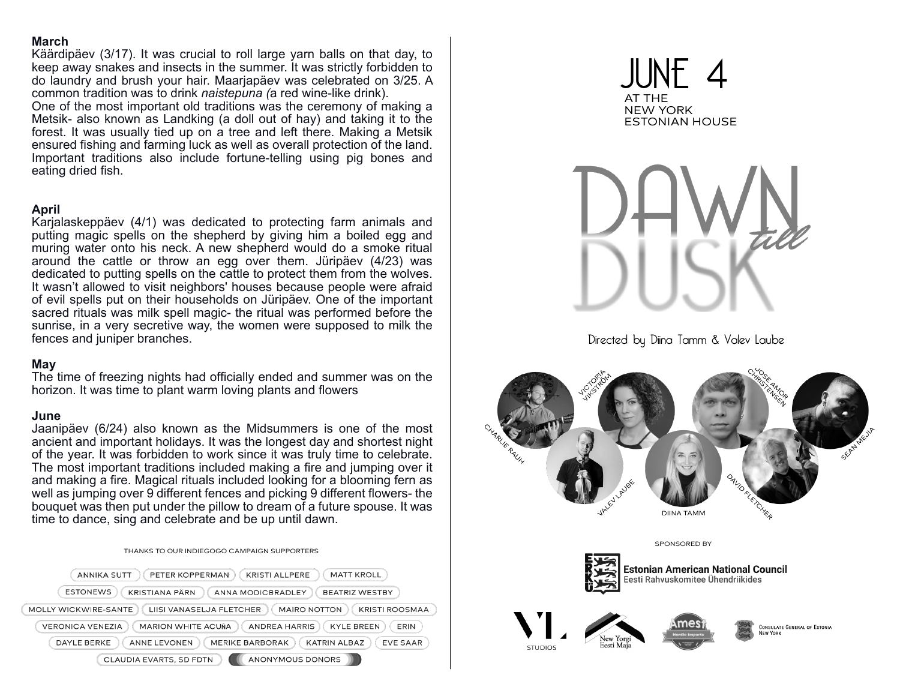**March**

Käärdipäev (3/17). It was crucial to roll large yarn balls on that day, to keep away snakes and insects in the summer. It was strictly forbidden to do laundry and brush your hair. Maarjapäev was celebrated on 3/25. A common tradition was to drink *naistepuna (*a red wine-like drink).

One of the most important old traditions was the ceremony of making a Metsik- also known as Landking (a doll out of hay) and taking it to the forest. It was usually tied up on a tree and left there. Making a Metsik ensured fishing and farming luck as well as overall protection of the land. Important traditions also include fortune-telling using pig bones and eating dried fish.

**April**

Karjalaskeppäev (4/1) was dedicated to protecting farm animals and putting magic spells on the shepherd by giving him a boiled egg and muring water onto his neck. A new shepherd would do a smoke ritual around the cattle or throw an egg over them. Jüripäev (4/23) was dedicated to putting spells on the cattle to protect them from the wolves. It wasn't allowed to visit neighbors' houses because people were afraid of evil spells put on their households on Jüripäev. One of the important sacred rituals was milk spell magic- the ritual was performed before the sunrise, in a very secretive way, the women were supposed to milk the fences and juniper branches.

**May**

The time of freezing nights had officially ended and summer was on the horizon. It was time to plant warm loving plants and flowers

**June**

Jaanipäev (6/24) also known as the Midsummers is one of the most ancient and important holidays. It was the longest day and shortest night of the year. It was forbidden to work since it was truly time to celebrate. The most important traditions included making a fire and jumping over it and making a fire. Magical rituals included looking for a blooming fern as well as jumping over 9 different fences and picking 9 different flowers- the bouquet was then put under the pillow to dream of a future spouse. It was time to dance, sing and celebrate and be up until dawn.

THANKS TO OUR INDIEGOGO CAMPAIGN SUPPORTERS

ANNIKA SUTT · PETER KOPPERMAN · KRISTI ALLPERE · MATT KROLL · ESTONEWS · KRISTIANA PARN · ANNA MODICBRADLEY · BEATRIZ WESTBY · MOLLY WICKWIRE-SANTE · LIISI VANASELJA FLETCHER · MAIRO NOTTON · KRISTI ROOSMAA · VERONICA VENEZIA · MARION WHITE ACUÑA · ANDREA HARRIS · KYLE BREEN · ERIN · DAYLE BERKE · ANNE LEVONEN · MERIKE BARBORAK · KATRIN ALBAZ · EVE SAAR · CLAUDIA EVARTS, SD FDTN · ANONYMOUS DONORS

# JUNE 4

AT THE NEW YORK ESTONIAN HOUSE

# DAWN *till* DUSK

Directed by Diina Tamm & Valev Laube

CHARLIE RAUH · VICTORIA VIKSTRÖM · VALEV LAUBE · DIINA TAMM · JOSE AMOR CHRISTENSEN · DAVID FLETCHER · SEAN MEJIA

SPONSORED BY

Estonian American National Council
Eesti Rahvuskomitee Ühendriikides

VL STUDIOS · New Yorgi Eesti Maja · Amest Nordic Imports · Consulate General of Estonia New York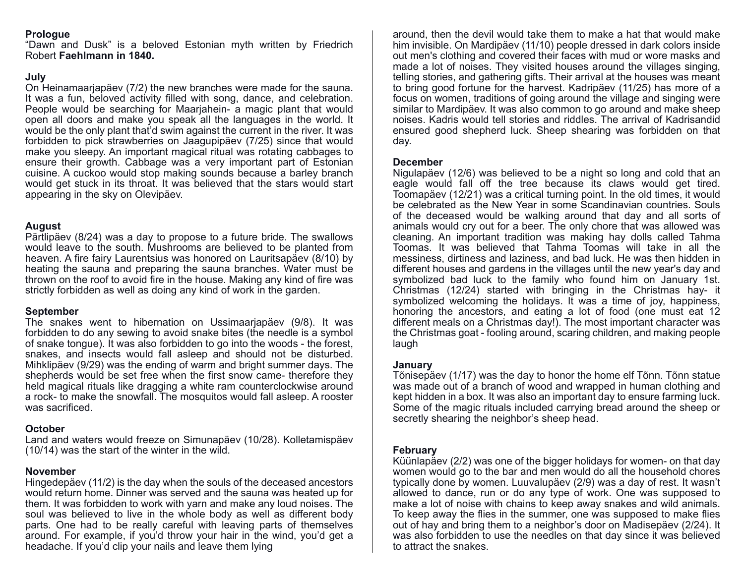**Prologue**
"Dawn and Dusk" is a beloved Estonian myth written by Friedrich Robert **Faehlmann in 1840.**

**July**
On Heinamaarjapäev (7/2) the new branches were made for the sauna. It was a fun, beloved activity filled with song, dance, and celebration. People would be searching for Maarjahein- a magic plant that would open all doors and make you speak all the languages in the world. It would be the only plant that'd swim against the current in the river. It was forbidden to pick strawberries on Jaagupipäev (7/25) since that would make you sleepy. An important magical ritual was rotating cabbages to ensure their growth. Cabbage was a very important part of Estonian cuisine. A cuckoo would stop making sounds because a barley branch would get stuck in its throat. It was believed that the stars would start appearing in the sky on Olevipäev.

**August**
Pärtlipäev (8/24) was a day to propose to a future bride. The swallows would leave to the south. Mushrooms are believed to be planted from heaven. A fire fairy Laurentsius was honored on Lauritsapäev (8/10) by heating the sauna and preparing the sauna branches. Water must be thrown on the roof to avoid fire in the house. Making any kind of fire was strictly forbidden as well as doing any kind of work in the garden.

**September**
The snakes went to hibernation on Ussimaarjapäev (9/8). It was forbidden to do any sewing to avoid snake bites (the needle is a symbol of snake tongue). It was also forbidden to go into the woods - the forest, snakes, and insects would fall asleep and should not be disturbed. Mihklipäev (9/29) was the ending of warm and bright summer days. The shepherds would be set free when the first snow came- therefore they held magical rituals like dragging a white ram counterclockwise around a rock- to make the snowfall. The mosquitos would fall asleep. A rooster was sacrificed.

**October**
Land and waters would freeze on Simunapäev (10/28). Kolletamispäev (10/14) was the start of the winter in the wild.

**November**
Hingedepäev (11/2) is the day when the souls of the deceased ancestors would return home. Dinner was served and the sauna was heated up for them. It was forbidden to work with yarn and make any loud noises. The soul was believed to live in the whole body as well as different body parts. One had to be really careful with leaving parts of themselves around. For example, if you'd throw your hair in the wind, you'd get a headache. If you'd clip your nails and leave them lying around, then the devil would take them to make a hat that would make him invisible. On Mardipäev (11/10) people dressed in dark colors inside out men's clothing and covered their faces with mud or wore masks and made a lot of noises. They visited houses around the villages singing, telling stories, and gathering gifts. Their arrival at the houses was meant to bring good fortune for the harvest. Kadripäev (11/25) has more of a focus on women, traditions of going around the village and singing were similar to Mardipäev. It was also common to go around and make sheep noises. Kadris would tell stories and riddles. The arrival of Kadrisandid ensured good shepherd luck. Sheep shearing was forbidden on that day.

**December**
Nigulapäev (12/6) was believed to be a night so long and cold that an eagle would fall off the tree because its claws would get tired. Toomapäev (12/21) was a critical turning point. In the old times, it would be celebrated as the New Year in some Scandinavian countries. Souls of the deceased would be walking around that day and all sorts of animals would cry out for a beer. The only chore that was allowed was cleaning. An important tradition was making hay dolls called Tahma Toomas. It was believed that Tahma Toomas will take in all the messiness, dirtiness and laziness, and bad luck. He was then hidden in different houses and gardens in the villages until the new year's day and symbolized bad luck to the family who found him on January 1st. Christmas (12/24) started with bringing in the Christmas hay- it symbolized welcoming the holidays. It was a time of joy, happiness, honoring the ancestors, and eating a lot of food (one must eat 12 different meals on a Christmas day!). The most important character was the Christmas goat - fooling around, scaring children, and making people laugh

**January**
Tõnisepäev (1/17) was the day to honor the home elf Tõnn. Tõnn statue was made out of a branch of wood and wrapped in human clothing and kept hidden in a box. It was also an important day to ensure farming luck. Some of the magic rituals included carrying bread around the sheep or secretly shearing the neighbor's sheep head.

**February**
Küünlapäev (2/2) was one of the bigger holidays for women- on that day women would go to the bar and men would do all the household chores typically done by women. Luuvalupäev (2/9) was a day of rest. It wasn't allowed to dance, run or do any type of work. One was supposed to make a lot of noise with chains to keep away snakes and wild animals. To keep away the flies in the summer, one was supposed to make flies out of hay and bring them to a neighbor's door on Madisepäev (2/24). It was also forbidden to use the needles on that day since it was believed to attract the snakes.